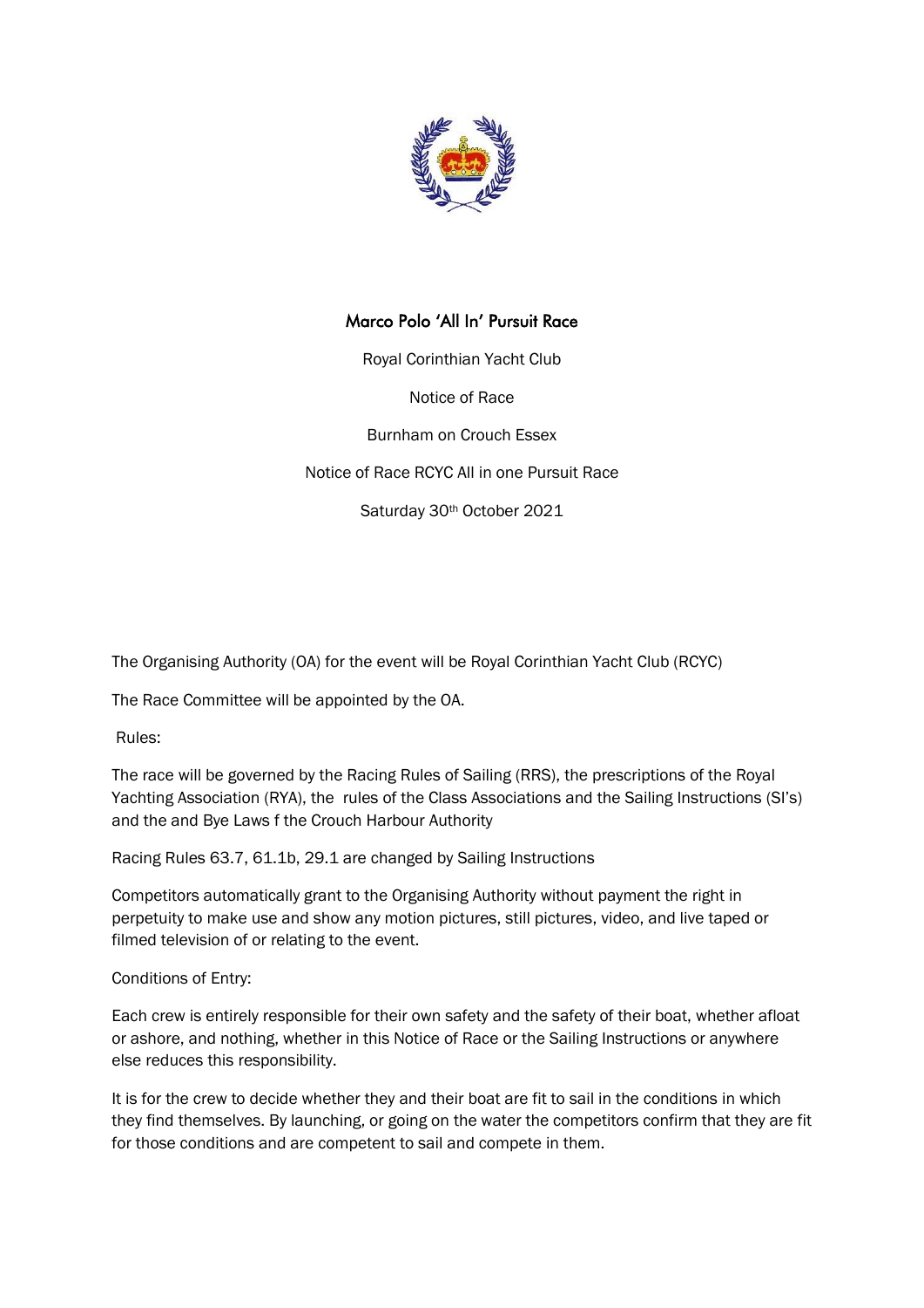# Marco Polo 'All In' Pursuit Race

Royal Corinthian Yacht Club

Notice of Race

Burnham on Crouch Essex

Notice of Race RCYC All in one Pursuit Race

Saturday 30th October 2021

The Organising Authority (OA) for the event will be Royal Corinthian Yacht Club (RCYC)

The Race Committee will be appointed by the OA.

Rules:

The race will be governed by the Racing Rules of Sailing (RRS), the prescriptions of the Royal Yachting Association (RYA), the rules of the Class Associations and the Sailing Instructions (SI's) and the and Bye Laws f the Crouch Harbour Authority

Racing Rules 63.7, 61.1b, 29.1 are changed by Sailing Instructions

Competitors automatically grant to the Organising Authority without payment the right in perpetuity to make use and show any motion pictures, still pictures, video, and live taped or filmed television of or relating to the event.

Conditions of Entry:

Each crew is entirely responsible for their own safety and the safety of their boat, whether afloat or ashore, and nothing, whether in this Notice of Race or the Sailing Instructions or anywhere else reduces this responsibility.

It is for the crew to decide whether they and their boat are fit to sail in the conditions in which they find themselves. By launching, or going on the water the competitors confirm that they are fit for those conditions and are competent to sail and compete in them.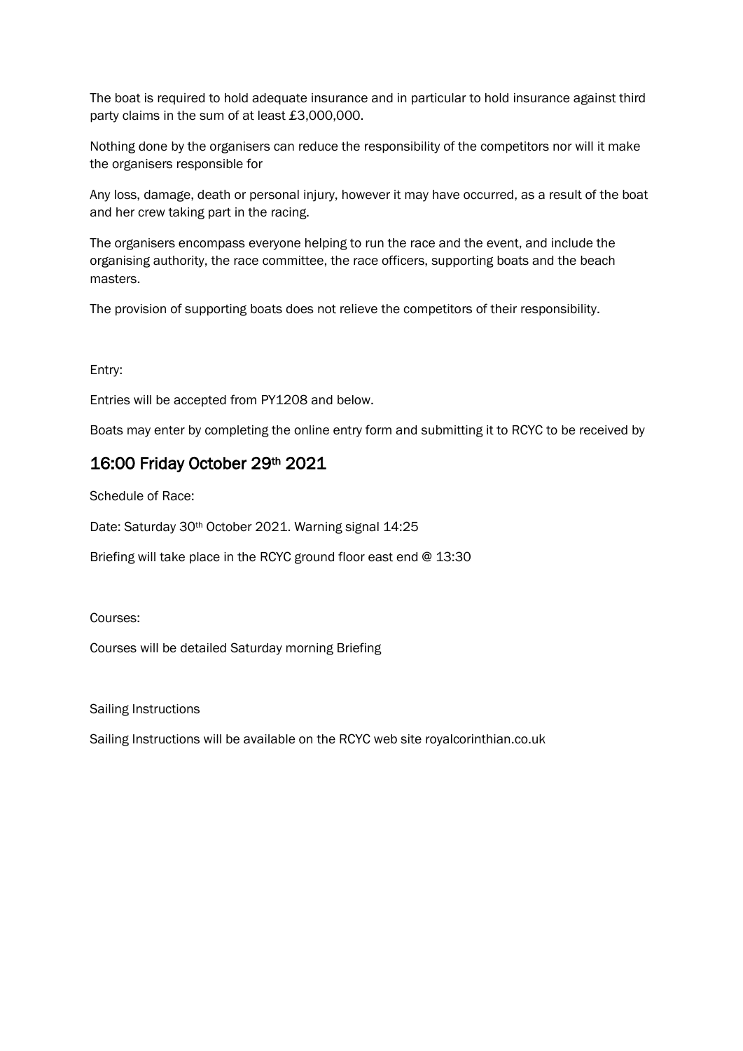The boat is required to hold adequate insurance and in particular to hold insurance against third party claims in the sum of at least £3,000,000.

Nothing done by the organisers can reduce the responsibility of the competitors nor will it make the organisers responsible for

Any loss, damage, death or personal injury, however it may have occurred, as a result of the boat and her crew taking part in the racing.

The organisers encompass everyone helping to run the race and the event, and include the organising authority, the race committee, the race officers, supporting boats and the beach masters.

The provision of supporting boats does not relieve the competitors of their responsibility.

Entry:

Entries will be accepted from PY1208 and below.

Boats may enter by completing the online entry form and submitting it to RCYC to be received by

## 16:00 Friday October 29th 2021

Schedule of Race:

Date: Saturday 30th October 2021. Warning signal 14:25

Briefing will take place in the RCYC ground floor east end @ 13:30

Courses:

Courses will be detailed Saturday morning Briefing

Sailing Instructions

Sailing Instructions will be available on the RCYC web site royalcorinthian.co.uk